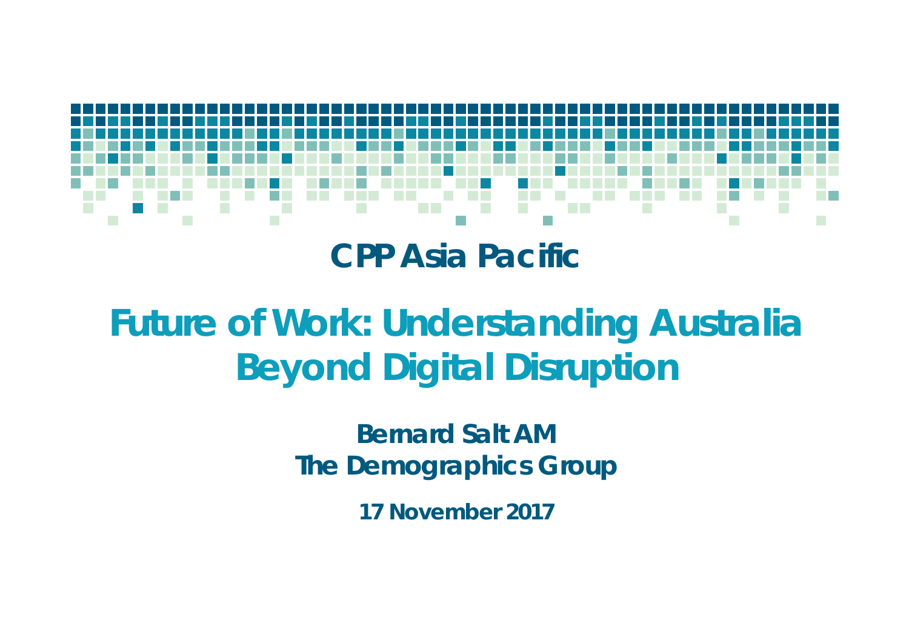**CPP Asia Pacific**

# Future of Work: Understanding Australia Beyond Digital Disruption

**Bernard Salt AM**
**The Demographics Group**

**17 November 2017**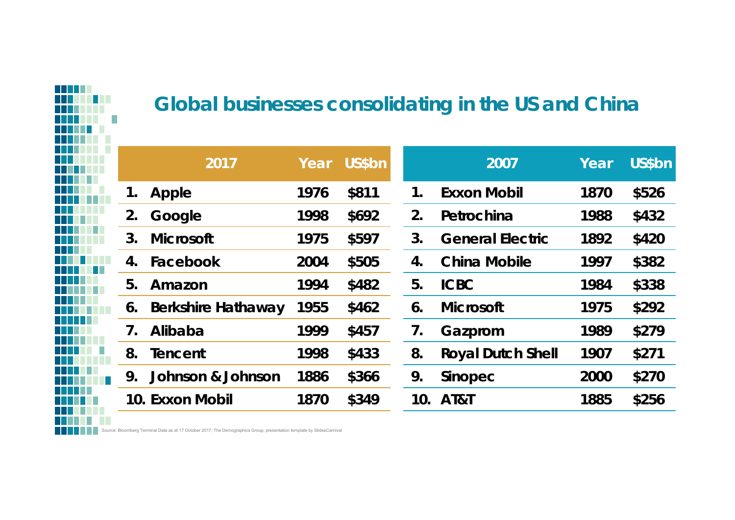## Global businesses consolidating in the US and China

| 2017 | Year | US$bn |
|---|---|---|
| 1. Apple | 1976 | $811 |
| 2. Google | 1998 | $692 |
| 3. Microsoft | 1975 | $597 |
| 4. Facebook | 2004 | $505 |
| 5. Amazon | 1994 | $482 |
| 6. Berkshire Hathaway | 1955 | $462 |
| 7. Alibaba | 1999 | $457 |
| 8. Tencent | 1998 | $433 |
| 9. Johnson & Johnson | 1886 | $366 |
| 10. Exxon Mobil | 1870 | $349 |

| 2007 | Year | US$bn |
|---|---|---|
| 1. Exxon Mobil | 1870 | $526 |
| 2. Petrochina | 1988 | $432 |
| 3. General Electric | 1892 | $420 |
| 4. China Mobile | 1997 | $382 |
| 5. ICBC | 1984 | $338 |
| 6. Microsoft | 1975 | $292 |
| 7. Gazprom | 1989 | $279 |
| 8. Royal Dutch Shell | 1907 | $271 |
| 9. Sinopec | 2000 | $270 |
| 10. AT&T | 1885 | $256 |

Source: Bloomberg Terminal Data as at 17 October 2017; The Demographics Group; presentation template by SlidesCarnival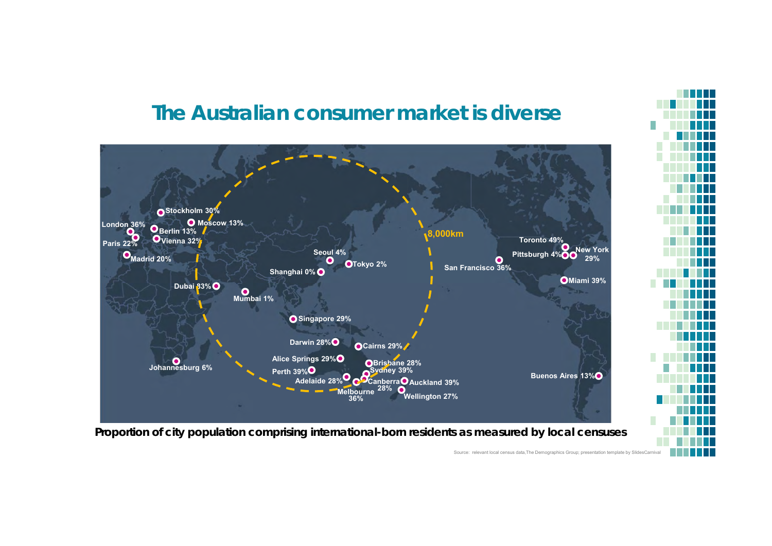# The Australian consumer market is diverse

Stockholm 30%
London 36%
Moscow 13%
Berlin 13%
Vienna 32%
Paris 22%
Madrid 20%
8,000km
Toronto 49%
Seoul 4%
New York 29%
Pittsburgh 4%
Tokyo 2%
San Francisco 36%
Shanghai 0%
Dubai 83%
Miami 39%
Mumbai 1%
Singapore 29%
Darwin 28%
Cairns 29%
Alice Springs 29%
Brisbane 28%
Johannesburg 6%
Sydney 39%
Perth 39%
Buenos Aires 13%
Adelaide 28%
Canberra 28%
Auckland 39%
Melbourne 36%
Wellington 27%

**Proportion of city population comprising international-born residents as measured by local censuses**

Source: relevant local census data, The Demographics Group; presentation template by SlidesCarnival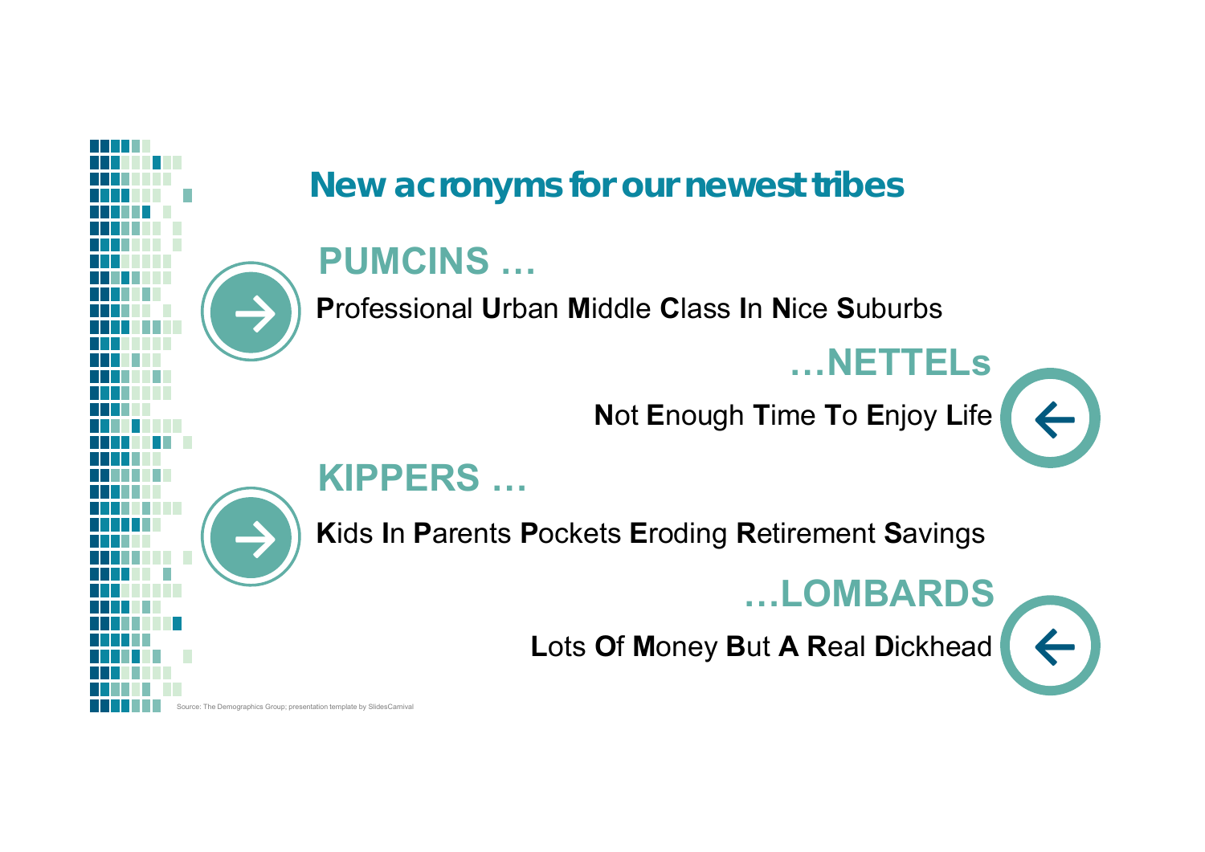# New acronyms for our newest tribes

## PUMCINS …

**P**rofessional **U**rban **M**iddle **C**lass **I**n **N**ice **S**uburbs

## …NETTELs

**N**ot **E**nough **T**ime **T**o **E**njoy **L**ife

## KIPPERS …

**K**ids **I**n **P**arents **P**ockets **E**roding **R**etirement **S**avings

## …LOMBARDS

**L**ots **O**f **M**oney **B**ut **A** **R**eal **D**ickhead

Source: The Demographics Group; presentation template by SlidesCarnival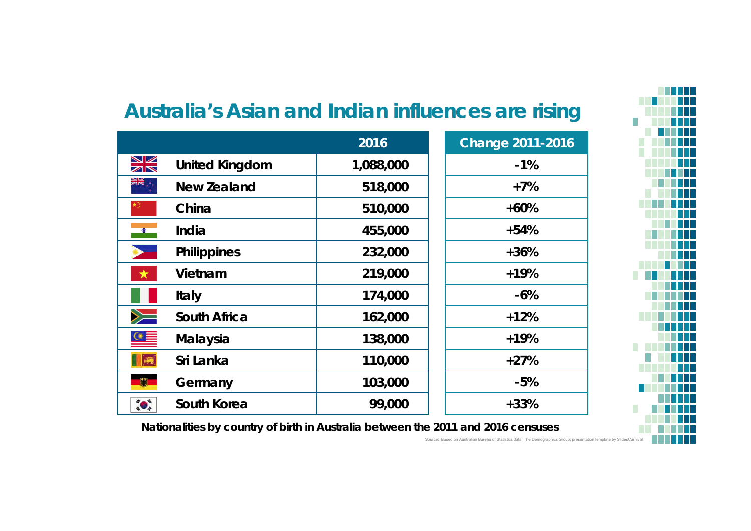# Australia's Asian and Indian influences are rising

| | 2016 | Change 2011-2016 |
|---|---|---|
| United Kingdom | 1,088,000 | -1% |
| New Zealand | 518,000 | +7% |
| China | 510,000 | +60% |
| India | 455,000 | +54% |
| Philippines | 232,000 | +36% |
| Vietnam | 219,000 | +19% |
| Italy | 174,000 | -6% |
| South Africa | 162,000 | +12% |
| Malaysia | 138,000 | +19% |
| Sri Lanka | 110,000 | +27% |
| Germany | 103,000 | -5% |
| South Korea | 99,000 | +33% |

**Nationalities by country of birth in Australia between the 2011 and 2016 censuses**

Source: Based on Australian Bureau of Statistics data; The Demographics Group; presentation template by SlidesCarnival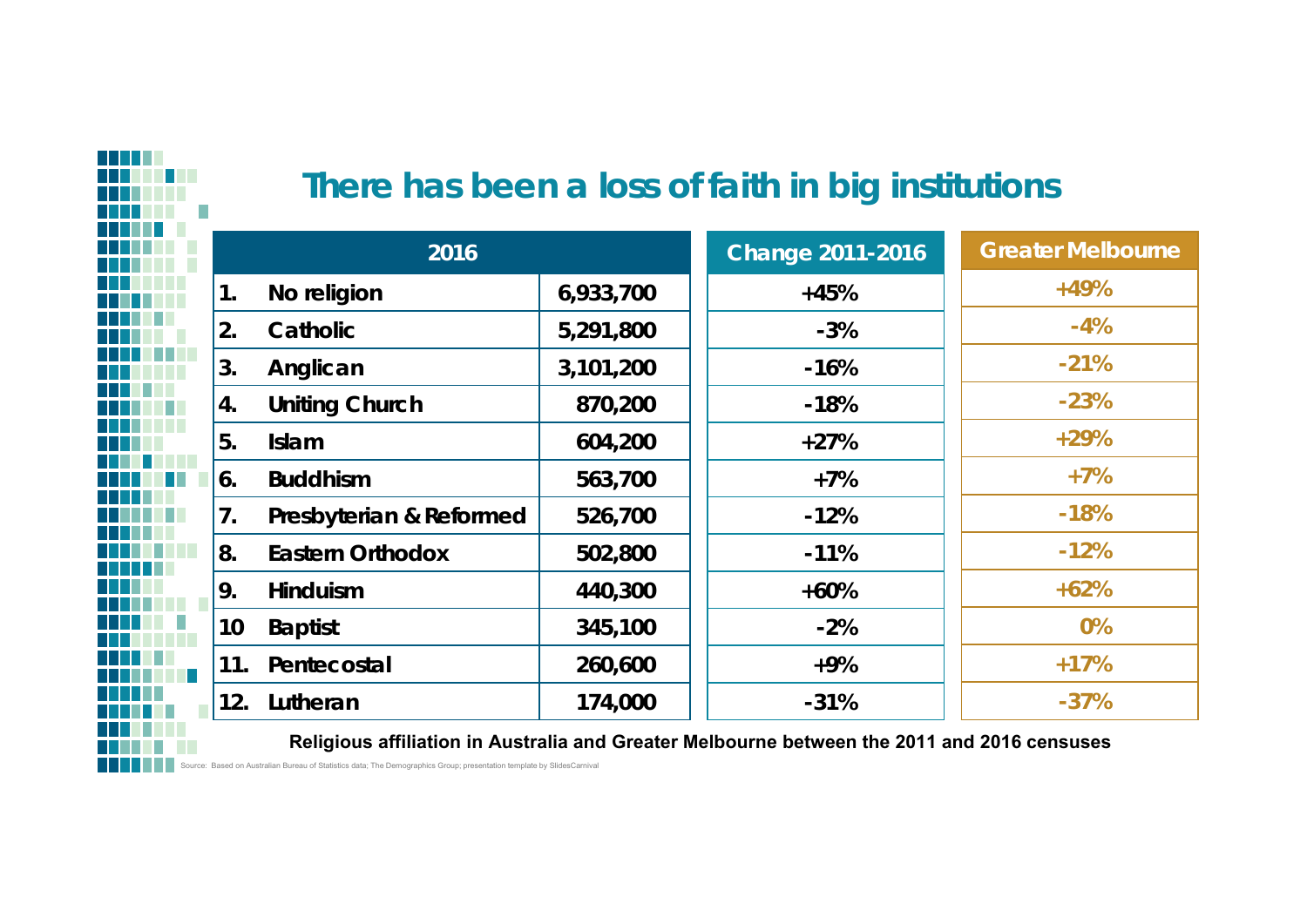# There has been a loss of faith in big institutions

| 2016 | | | Change 2011-2016 | Greater Melbourne |
|---|---|---|---|---|
| 1. | No religion | 6,933,700 | +45% | +49% |
| 2. | Catholic | 5,291,800 | -3% | -4% |
| 3. | Anglican | 3,101,200 | -16% | -21% |
| 4. | Uniting Church | 870,200 | -18% | -23% |
| 5. | Islam | 604,200 | +27% | +29% |
| 6. | Buddhism | 563,700 | +7% | +7% |
| 7. | Presbyterian & Reformed | 526,700 | -12% | -18% |
| 8. | Eastern Orthodox | 502,800 | -11% | -12% |
| 9. | Hinduism | 440,300 | +60% | +62% |
| 10 | Baptist | 345,100 | -2% | 0% |
| 11. | Pentecostal | 260,600 | +9% | +17% |
| 12. | Lutheran | 174,000 | -31% | -37% |

**Religious affiliation in Australia and Greater Melbourne between the 2011 and 2016 censuses**

Source: Based on Australian Bureau of Statistics data; The Demographics Group; presentation template by SlidesCarnival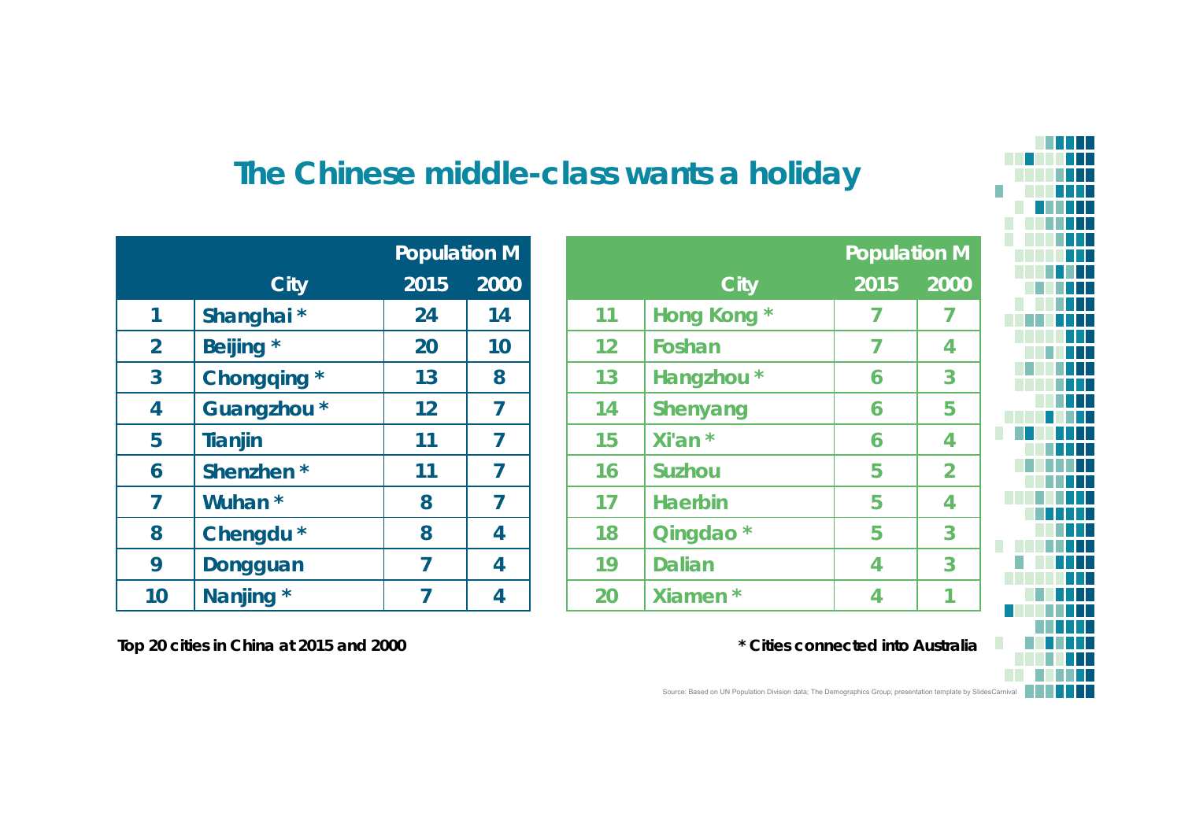# The Chinese middle-class wants a holiday

| | City | Population M 2015 | Population M 2000 |
|---|---|---|---|
| 1 | Shanghai * | 24 | 14 |
| 2 | Beijing * | 20 | 10 |
| 3 | Chongqing * | 13 | 8 |
| 4 | Guangzhou * | 12 | 7 |
| 5 | Tianjin | 11 | 7 |
| 6 | Shenzhen * | 11 | 7 |
| 7 | Wuhan * | 8 | 7 |
| 8 | Chengdu * | 8 | 4 |
| 9 | Dongguan | 7 | 4 |
| 10 | Nanjing * | 7 | 4 |
| 11 | Hong Kong * | 7 | 7 |
| 12 | Foshan | 7 | 4 |
| 13 | Hangzhou * | 6 | 3 |
| 14 | Shenyang | 6 | 5 |
| 15 | Xi'an * | 6 | 4 |
| 16 | Suzhou | 5 | 2 |
| 17 | Haerbin | 5 | 4 |
| 18 | Qingdao * | 5 | 3 |
| 19 | Dalian | 4 | 3 |
| 20 | Xiamen * | 4 | 1 |

**Top 20 cities in China at 2015 and 2000**

*** Cities connected into Australia**

Source: Based on UN Population Division data; The Demographics Group; presentation template by SlidesCarnival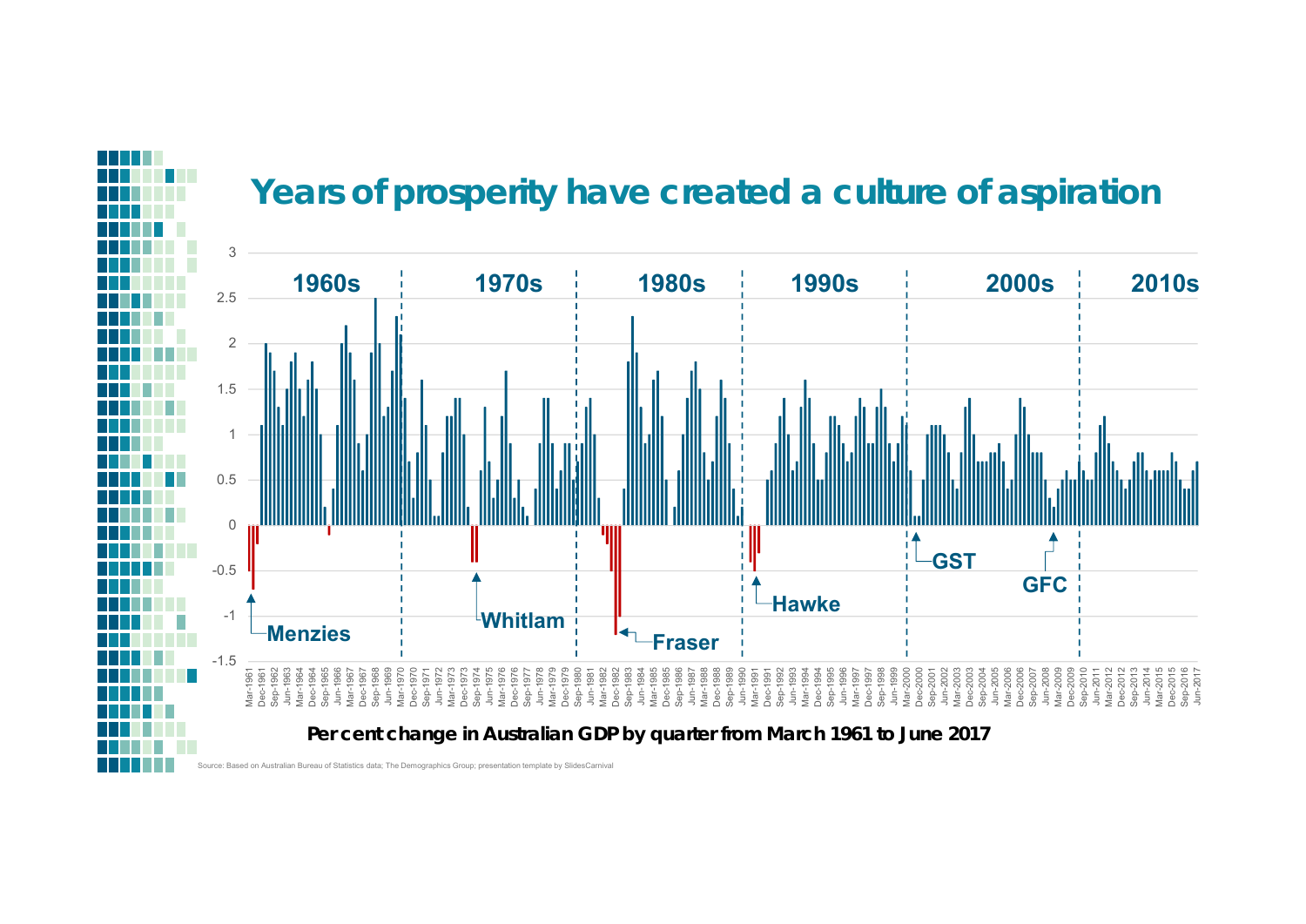# Years of prosperity have created a culture of aspiration

| 1960s | 1970s | 1980s | 1990s | 2000s | 2010s |
| --- | --- | --- | --- | --- | --- |

Menzies · Whitlam · Fraser · Hawke · GST · GFC

**Percent change in Australian GDP by quarter from March 1961 to June 2017**

Source: Based on Australian Bureau of Statistics data; The Demographics Group; presentation template by SlidesCarnival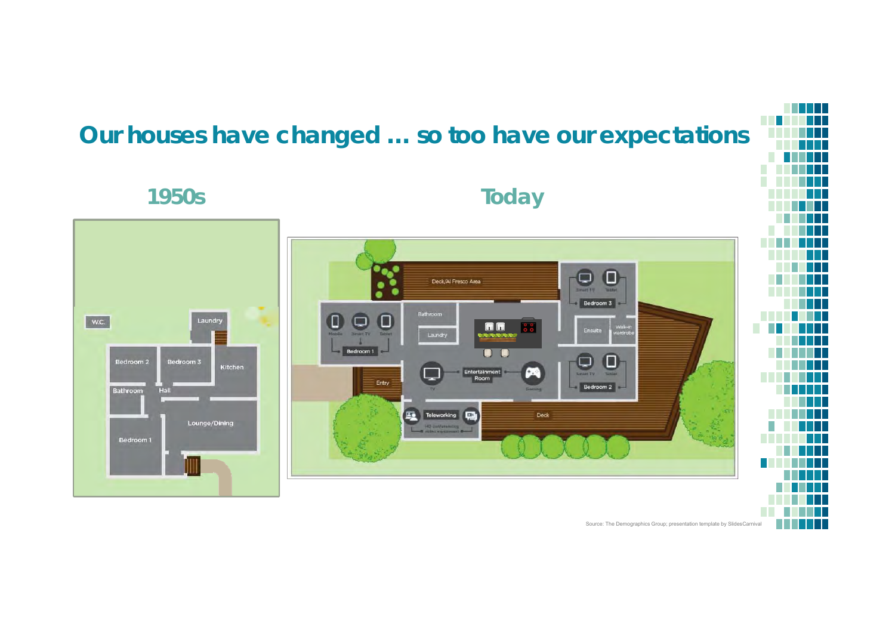# Our houses have changed … so too have our expectations

## 1950s

W.C.
Laundry
Bedroom 2
Bedroom 3
Kitchen
Bathroom
Hall
Lounge/Dining
Bedroom 1

## Today

Deck/Al Fresco Area
Smart TV
Tablet
Bedroom 3
Bathroom
Mobile
Smart TV
Tablet
Bedroom 1
Laundry
Ensuite
Walk-in wardrobe
Entertainment Room
TV
Gaming
Smart TV
Tablet
Bedroom 2
Entry
Teleworking
HD conferencing video equipment
Deck

Source: The Demographics Group; presentation template by SlidesCarnival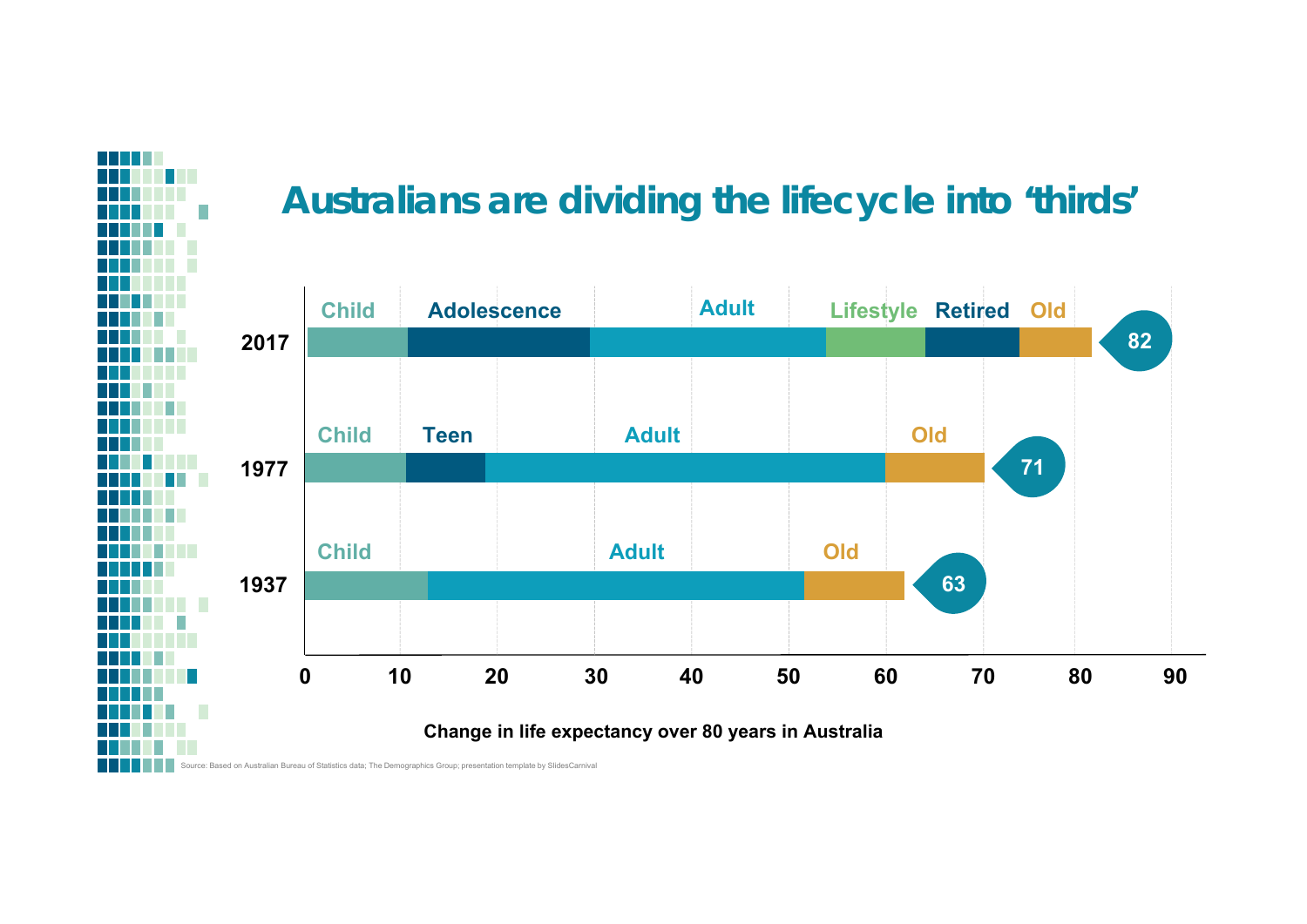# Australians are dividing the lifecycle into 'thirds'

| Year | Stages | Life expectancy |
|---|---|---|
| 2017 | Child, Adolescence, Adult, Lifestyle, Retired, Old | 82 |
| 1977 | Child, Teen, Adult, Old | 71 |
| 1937 | Child, Adult, Old | 63 |

Change in life expectancy over 80 years in Australia

Source: Based on Australian Bureau of Statistics data; The Demographics Group; presentation template by SlidesCarnival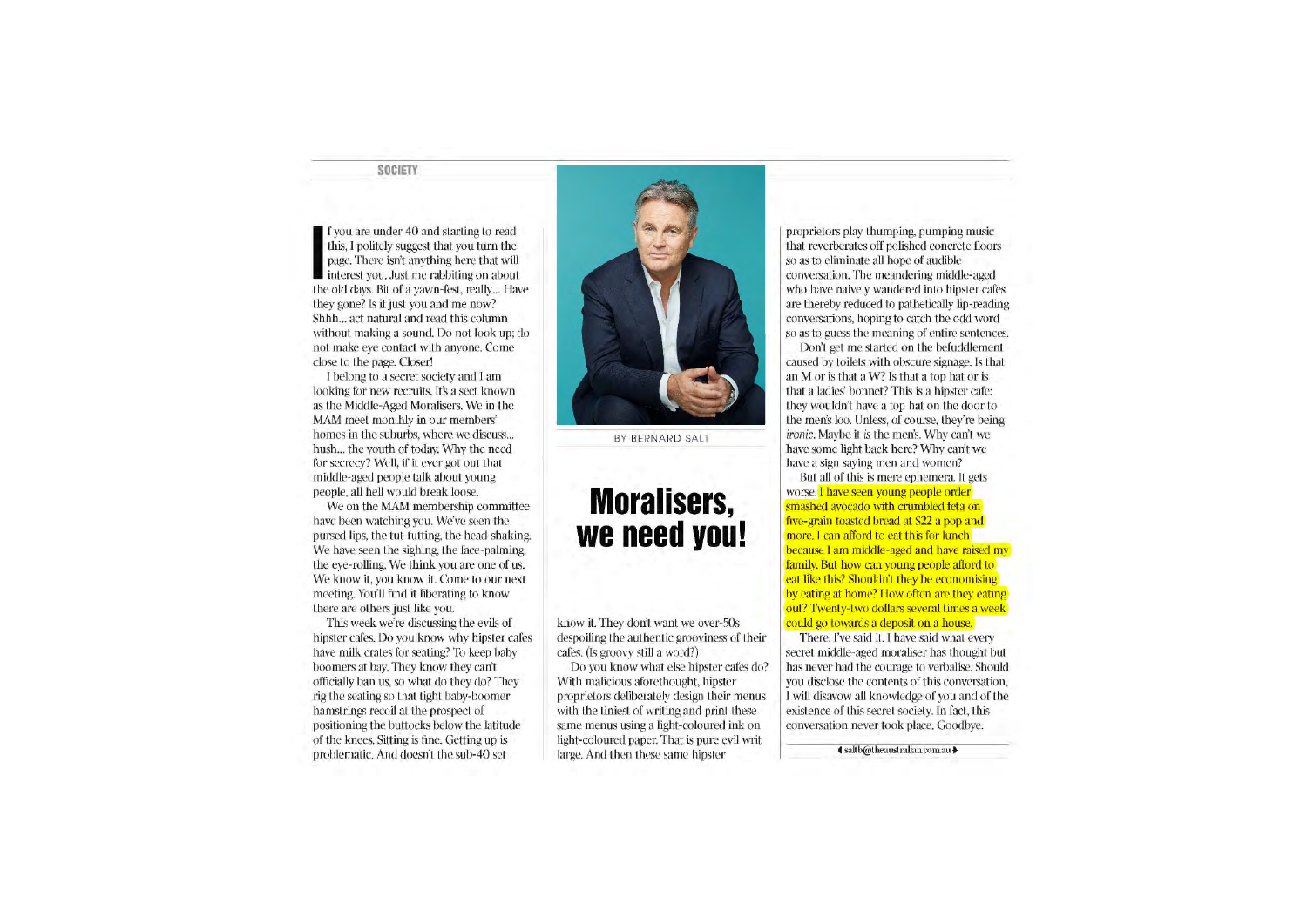SOCIETY

# Moralisers, we need you!

BY BERNARD SALT

If you are under 40 and starting to read this, I politely suggest that you turn the page. There isn't anything here that will interest you. Just me rabbiting on about the old days. Bit of a yawn-fest, really... Have they gone? Is it just you and me now? Shhh... act natural and read this column without making a sound. Do not look up; do not make eye contact with anyone. Come close to the page. Closer!

I belong to a secret society and I am looking for new recruits. It's a sect known as the Middle-Aged Moralisers. We in the MAM meet monthly in our members' homes in the suburbs, where we discuss... hush... the youth of today. Why the need for secrecy? Well, if it ever got out that middle-aged people talk about young people, all hell would break loose.

We on the MAM membership committee have been watching you. We've seen the pursed lips, the tut-tutting, the head-shaking. We have seen the sighing, the face-palming, the eye-rolling. We think you are one of us. We know it, you know it. Come to our next meeting. You'll find it liberating to know there are others just like you.

This week we're discussing the evils of hipster cafes. Do you know why hipster cafes have milk crates for seating? To keep baby boomers at bay. They know they can't officially ban us, so what do they do? They rig the seating so that tight baby-boomer hamstrings recoil at the prospect of positioning the buttocks below the latitude of the knees. Sitting is fine. Getting up is problematic. And doesn't the sub-40 set know it. They don't want we over-50s despoiling the authentic grooviness of their cafes. (Is groovy still a word?)

Do you know what else hipster cafes do? With malicious aforethought, hipster proprietors deliberately design their menus with the tiniest of writing and print these same menus using a light-coloured ink on light-coloured paper. That is pure evil writ large. And then these same hipster proprietors play thumping, pumping music that reverberates off polished concrete floors so as to eliminate all hope of audible conversation. The meandering middle-aged who have naively wandered into hipster cafes are thereby reduced to pathetically lip-reading conversations, hoping to catch the odd word so as to guess the meaning of entire sentences.

Don't get me started on the befuddlement caused by toilets with obscure signage. Is that an M or is that a W? Is that a top hat or is that a ladies' bonnet? This is a hipster cafe; they wouldn't have a top hat on the door to the men's loo. Unless, of course, they're being *ironic*. Maybe it *is* the men's. Why can't we have some light back here? Why can't we have a sign saying men and women?

But all of this is mere ephemera. It gets worse. I have seen young people order smashed avocado with crumbled feta on five-grain toasted bread at $22 a pop and more. I can afford to eat this for lunch because I am middle-aged and have raised my family. But how can young people afford to eat like this? Shouldn't they be economising by eating at home? How often are they eating out? Twenty-two dollars several times a week could go towards a deposit on a house.

There. I've said it. I have said what every secret middle-aged moraliser has thought but has never had the courage to verbalise. Should you disclose the contents of this conversation, I will disavow all knowledge of you and of the existence of this secret society. In fact, this conversation never took place. Goodbye.

saltb@theaustralian.com.au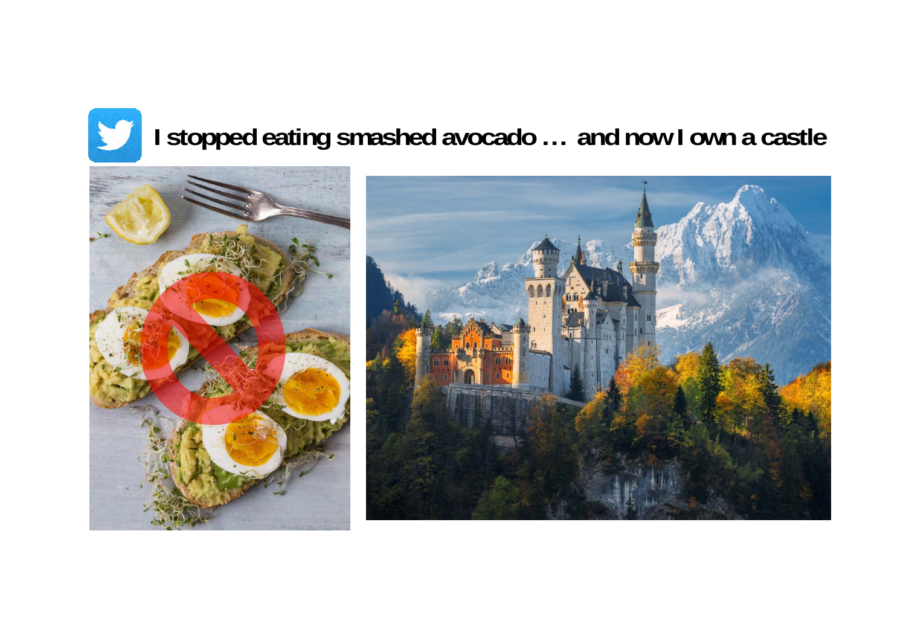I stopped eating smashed avocado … and now I own a castle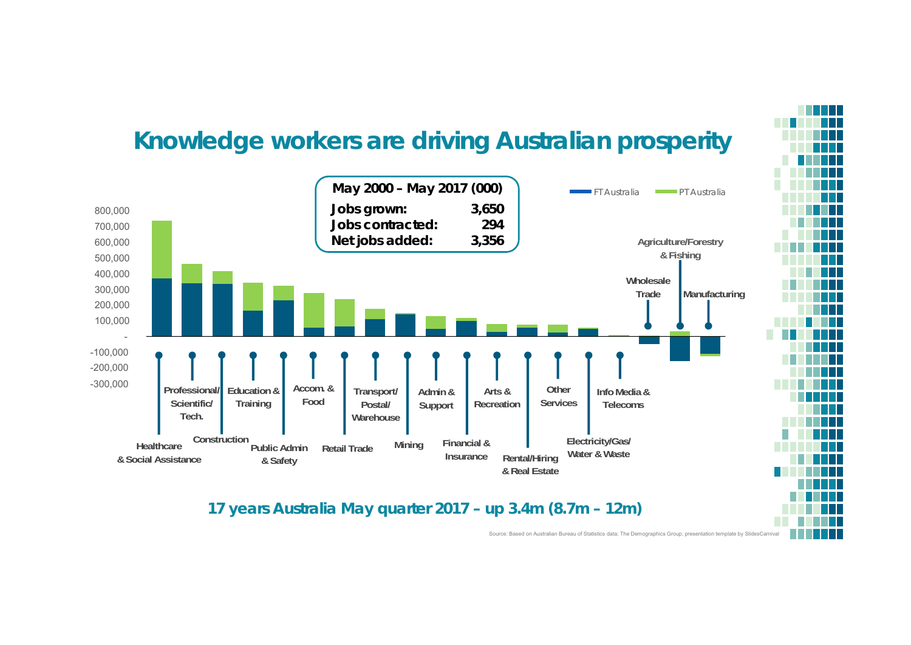# Knowledge workers are driving Australian prosperity

**May 2000 – May 2017 (000)**

| | |
|---|---|
| **Jobs grown:** | **3,650** |
| **Jobs contracted:** | **294** |
| **Net jobs added:** | **3,356** |

FT Australia
PT Australia

800,000
700,000
600,000
500,000
400,000
300,000
200,000
100,000
-
-100,000
-200,000
-300,000

Healthcare & Social Assistance
Professional/ Scientific/ Tech.
Construction
Education & Training
Public Admin & Safety
Accom. & Food
Retail Trade
Transport/ Postal/ Warehouse
Mining
Admin & Support
Financial & Insurance
Arts & Recreation
Rental/Hiring & Real Estate
Other Services
Electricity/Gas/ Water & Waste
Info Media & Telecoms
Wholesale Trade
Agriculture/Forestry & Fishing
Manufacturing

**17 years Australia May quarter 2017 – up 3.4m (8.7m – 12m)**

Source: Based on Australian Bureau of Statistics data; The Demographics Group; presentation template by SlidesCarnival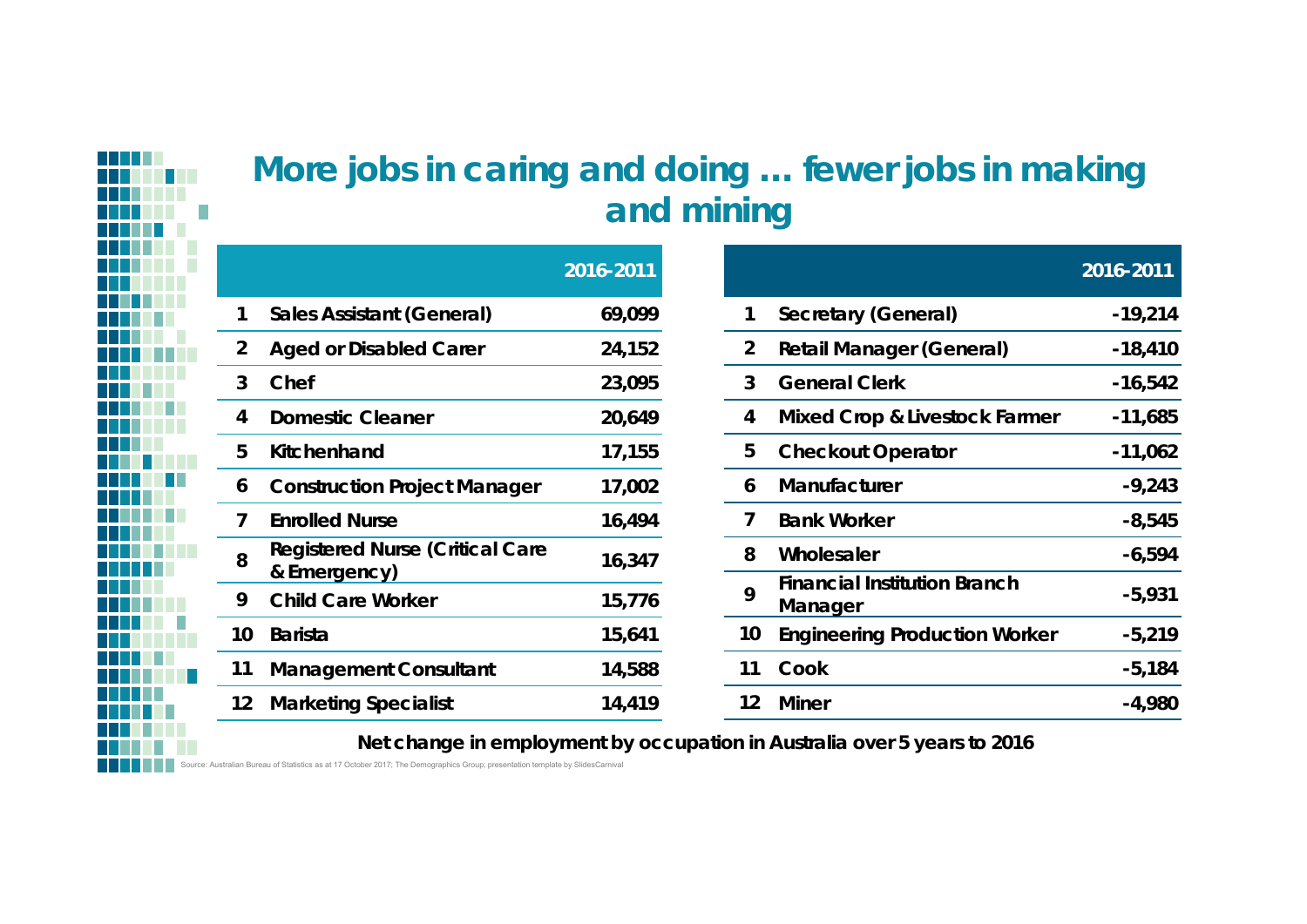# More jobs in caring and doing … fewer jobs in making and mining

| | | 2016-2011 |
|---|---|---|
| 1 | Sales Assistant (General) | 69,099 |
| 2 | Aged or Disabled Carer | 24,152 |
| 3 | Chef | 23,095 |
| 4 | Domestic Cleaner | 20,649 |
| 5 | Kitchenhand | 17,155 |
| 6 | Construction Project Manager | 17,002 |
| 7 | Enrolled Nurse | 16,494 |
| 8 | Registered Nurse (Critical Care & Emergency) | 16,347 |
| 9 | Child Care Worker | 15,776 |
| 10 | Barista | 15,641 |
| 11 | Management Consultant | 14,588 |
| 12 | Marketing Specialist | 14,419 |

| | | 2016-2011 |
|---|---|---|
| 1 | Secretary (General) | -19,214 |
| 2 | Retail Manager (General) | -18,410 |
| 3 | General Clerk | -16,542 |
| 4 | Mixed Crop & Livestock Farmer | -11,685 |
| 5 | Checkout Operator | -11,062 |
| 6 | Manufacturer | -9,243 |
| 7 | Bank Worker | -8,545 |
| 8 | Wholesaler | -6,594 |
| 9 | Financial Institution Branch Manager | -5,931 |
| 10 | Engineering Production Worker | -5,219 |
| 11 | Cook | -5,184 |
| 12 | Miner | -4,980 |

**Net change in employment by occupation in Australia over 5 years to 2016**

Source: Australian Bureau of Statistics as at 17 October 2017; The Demographics Group; presentation template by SlidesCarnival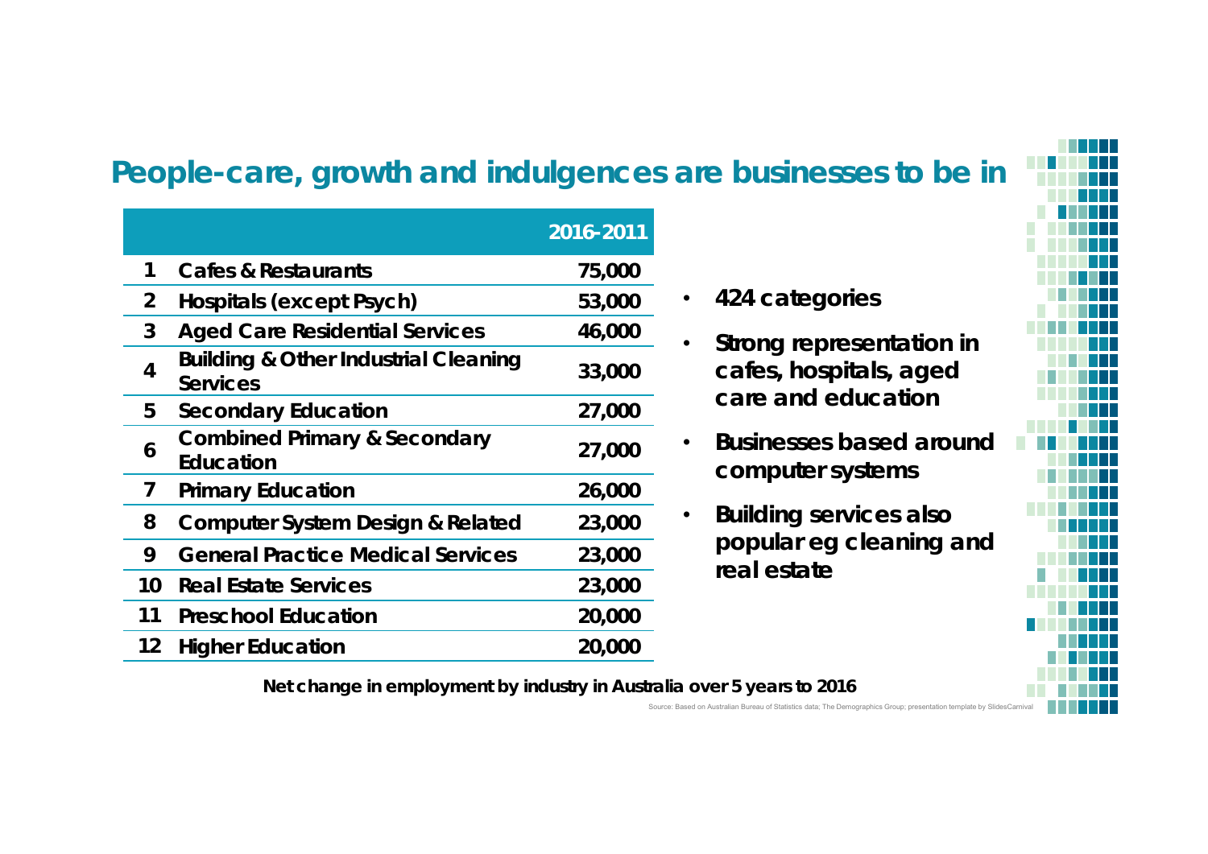# People-care, growth and indulgences are businesses to be in

| | | 2016-2011 |
|---|---|---|
| 1 | Cafes & Restaurants | 75,000 |
| 2 | Hospitals (except Psych) | 53,000 |
| 3 | Aged Care Residential Services | 46,000 |
| 4 | Building & Other Industrial Cleaning Services | 33,000 |
| 5 | Secondary Education | 27,000 |
| 6 | Combined Primary & Secondary Education | 27,000 |
| 7 | Primary Education | 26,000 |
| 8 | Computer System Design & Related | 23,000 |
| 9 | General Practice Medical Services | 23,000 |
| 10 | Real Estate Services | 23,000 |
| 11 | Preschool Education | 20,000 |
| 12 | Higher Education | 20,000 |

**Net change in employment by industry in Australia over 5 years to 2016**

- **424 categories**
- **Strong representation in cafes, hospitals, aged care and education**
- **Businesses based around computer systems**
- **Building services also popular eg cleaning and real estate**

Source: Based on Australian Bureau of Statistics data; The Demographics Group; presentation template by SlidesCarnival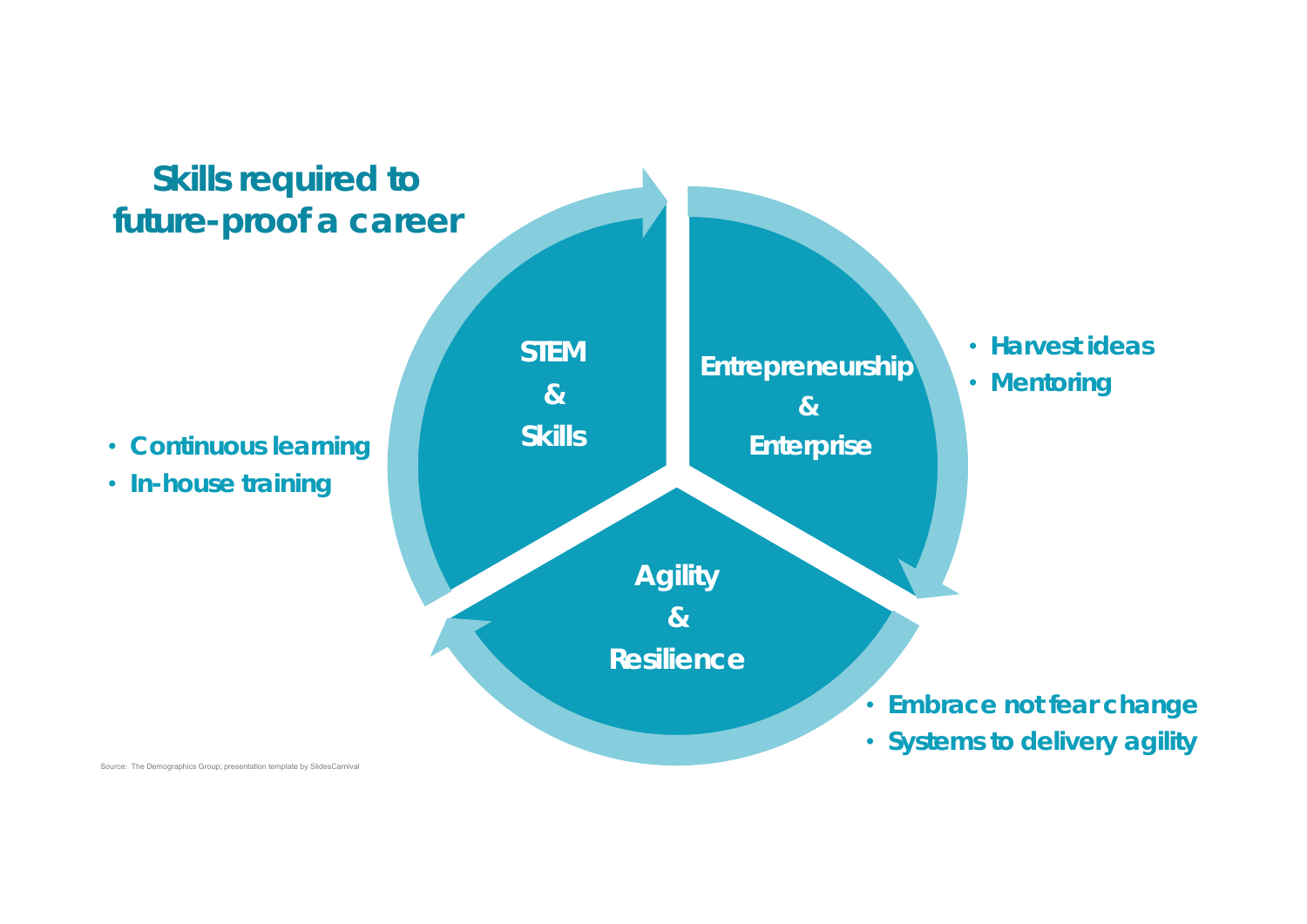# Skills required to future-proof a career

**STEM & Skills**

- Continuous learning
- In-house training

**Entrepreneurship & Enterprise**

- Harvest ideas
- Mentoring

**Agility & Resilience**

- Embrace not fear change
- Systems to delivery agility

Source: The Demographics Group; presentation template by SlidesCarnival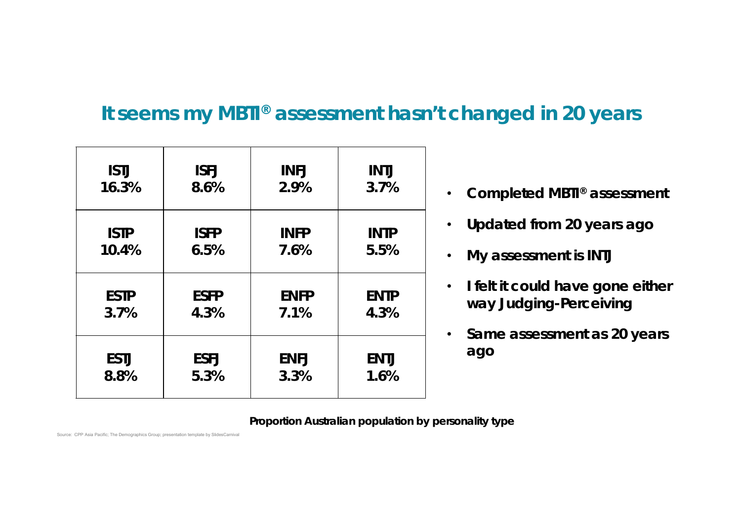# It seems my MBTI® assessment hasn't changed in 20 years

| | | | |
|---|---|---|---|
| ISTJ 16.3% | ISFJ 8.6% | INFJ 2.9% | INTJ 3.7% |
| ISTP 10.4% | ISFP 6.5% | INFP 7.6% | INTP 5.5% |
| ESTP 3.7% | ESFP 4.3% | ENFP 7.1% | ENTP 4.3% |
| ESTJ 8.8% | ESFJ 5.3% | ENFJ 3.3% | ENTJ 1.6% |

**Proportion Australian population by personality type**

- **Completed MBTI® assessment**
- **Updated from 20 years ago**
- **My assessment is INTJ**
- **I felt it could have gone either way Judging-Perceiving**
- **Same assessment as 20 years ago**

Source: CPP Asia Pacific; The Demographics Group; presentation template by SlidesCarnival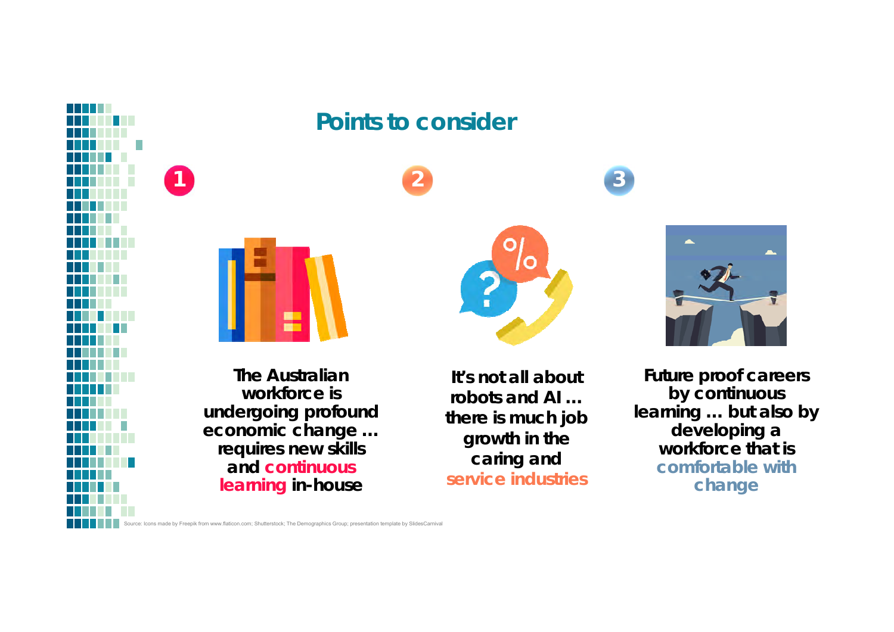# Points to consider

1

The Australian workforce is undergoing profound economic change … requires new skills and continuous learning in-house

2

It's not all about robots and AI … there is much job growth in the caring and service industries

3

Future proof careers by continuous learning … but also by developing a workforce that is comfortable with change

Source: Icons made by Freepik from www.flaticon.com; Shutterstock; The Demographics Group; presentation template by SlidesCarnival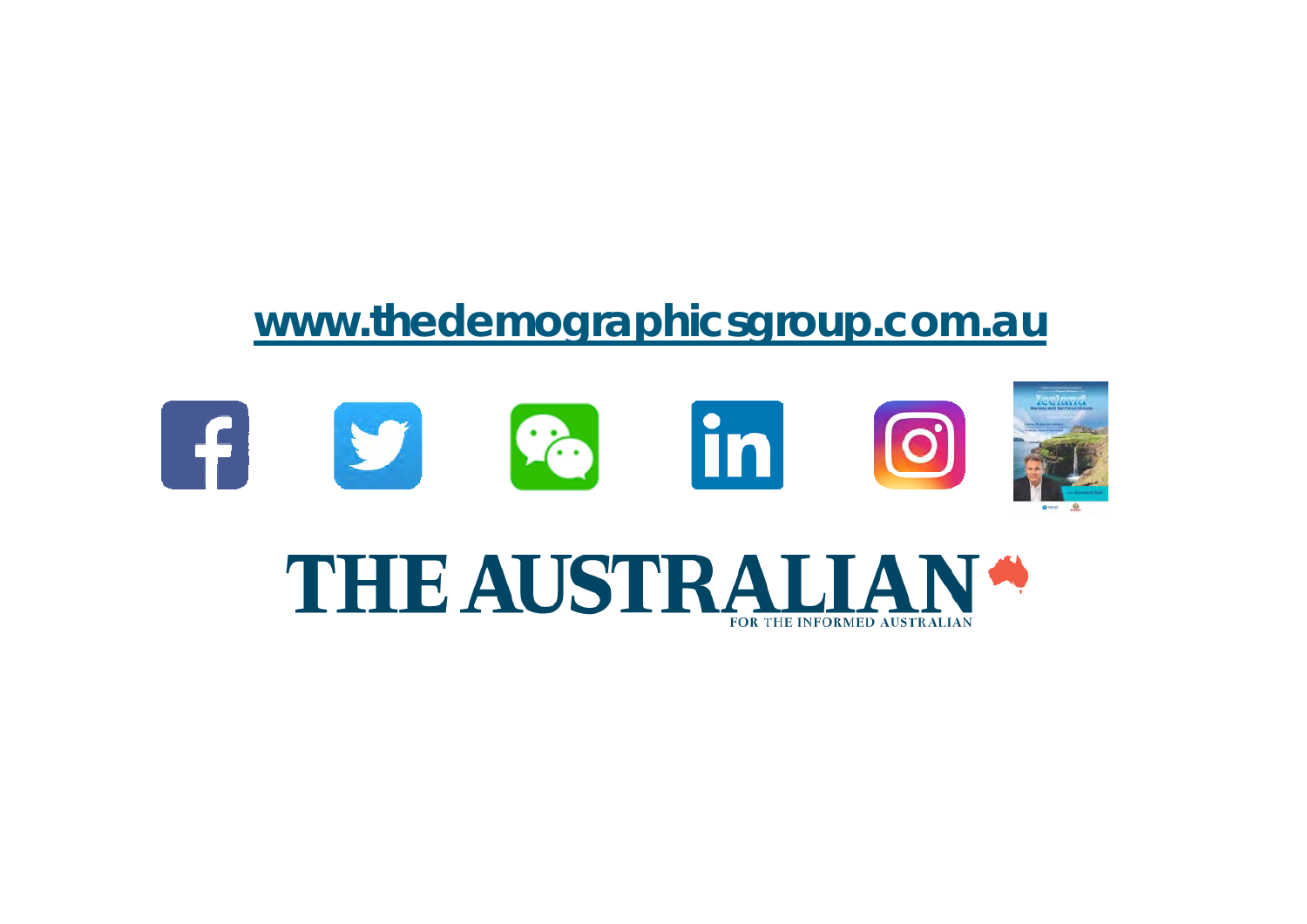www.thedemographicsgroup.com.au

THE AUSTRALIAN

FOR THE INFORMED AUSTRALIAN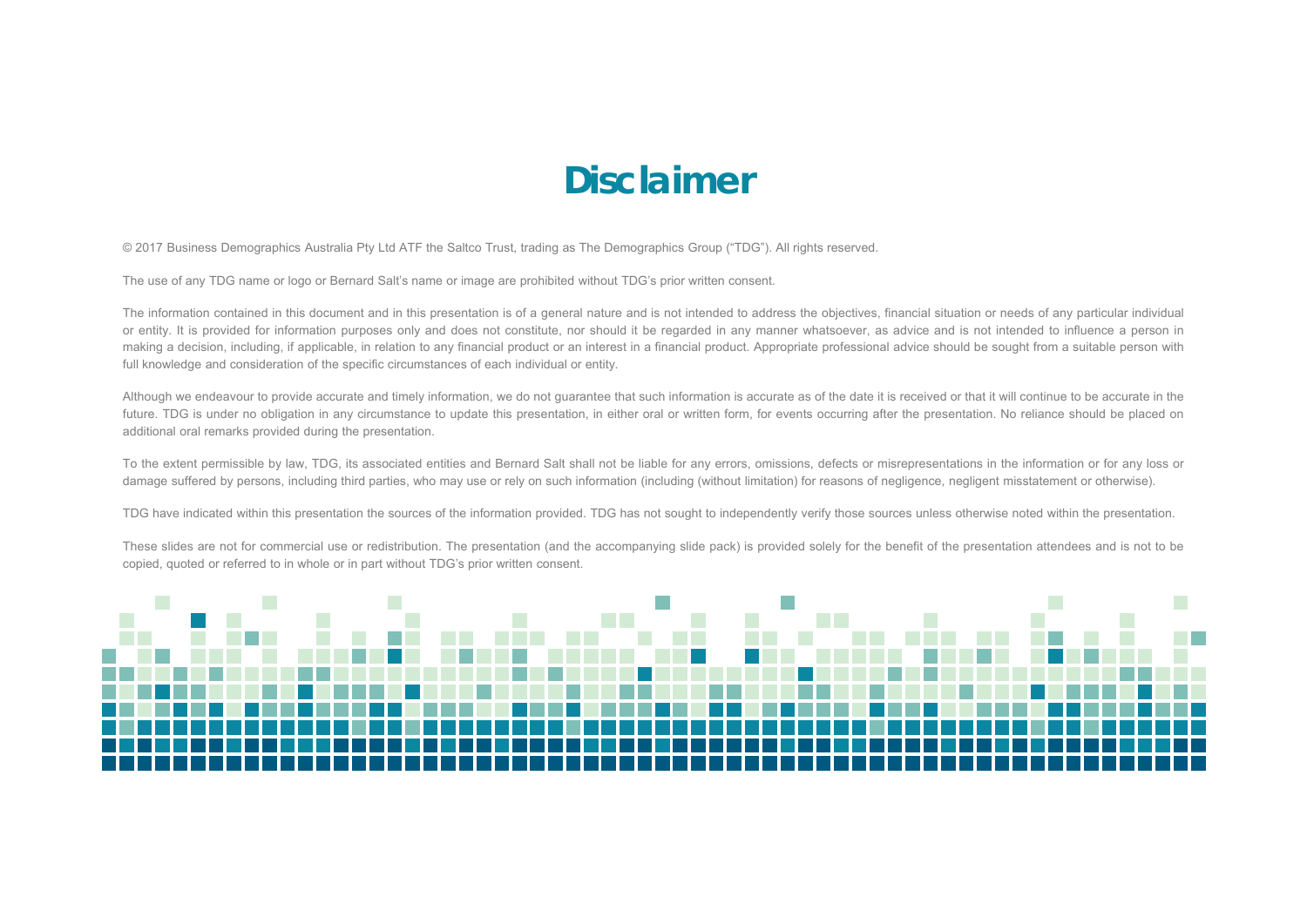# Disclaimer

© 2017 Business Demographics Australia Pty Ltd ATF the Saltco Trust, trading as The Demographics Group ("TDG"). All rights reserved.

The use of any TDG name or logo or Bernard Salt's name or image are prohibited without TDG's prior written consent.

The information contained in this document and in this presentation is of a general nature and is not intended to address the objectives, financial situation or needs of any particular individual or entity. It is provided for information purposes only and does not constitute, nor should it be regarded in any manner whatsoever, as advice and is not intended to influence a person in making a decision, including, if applicable, in relation to any financial product or an interest in a financial product. Appropriate professional advice should be sought from a suitable person with full knowledge and consideration of the specific circumstances of each individual or entity.

Although we endeavour to provide accurate and timely information, we do not guarantee that such information is accurate as of the date it is received or that it will continue to be accurate in the future. TDG is under no obligation in any circumstance to update this presentation, in either oral or written form, for events occurring after the presentation. No reliance should be placed on additional oral remarks provided during the presentation.

To the extent permissible by law, TDG, its associated entities and Bernard Salt shall not be liable for any errors, omissions, defects or misrepresentations in the information or for any loss or damage suffered by persons, including third parties, who may use or rely on such information (including (without limitation) for reasons of negligence, negligent misstatement or otherwise).

TDG have indicated within this presentation the sources of the information provided. TDG has not sought to independently verify those sources unless otherwise noted within the presentation.

These slides are not for commercial use or redistribution. The presentation (and the accompanying slide pack) is provided solely for the benefit of the presentation attendees and is not to be copied, quoted or referred to in whole or in part without TDG's prior written consent.